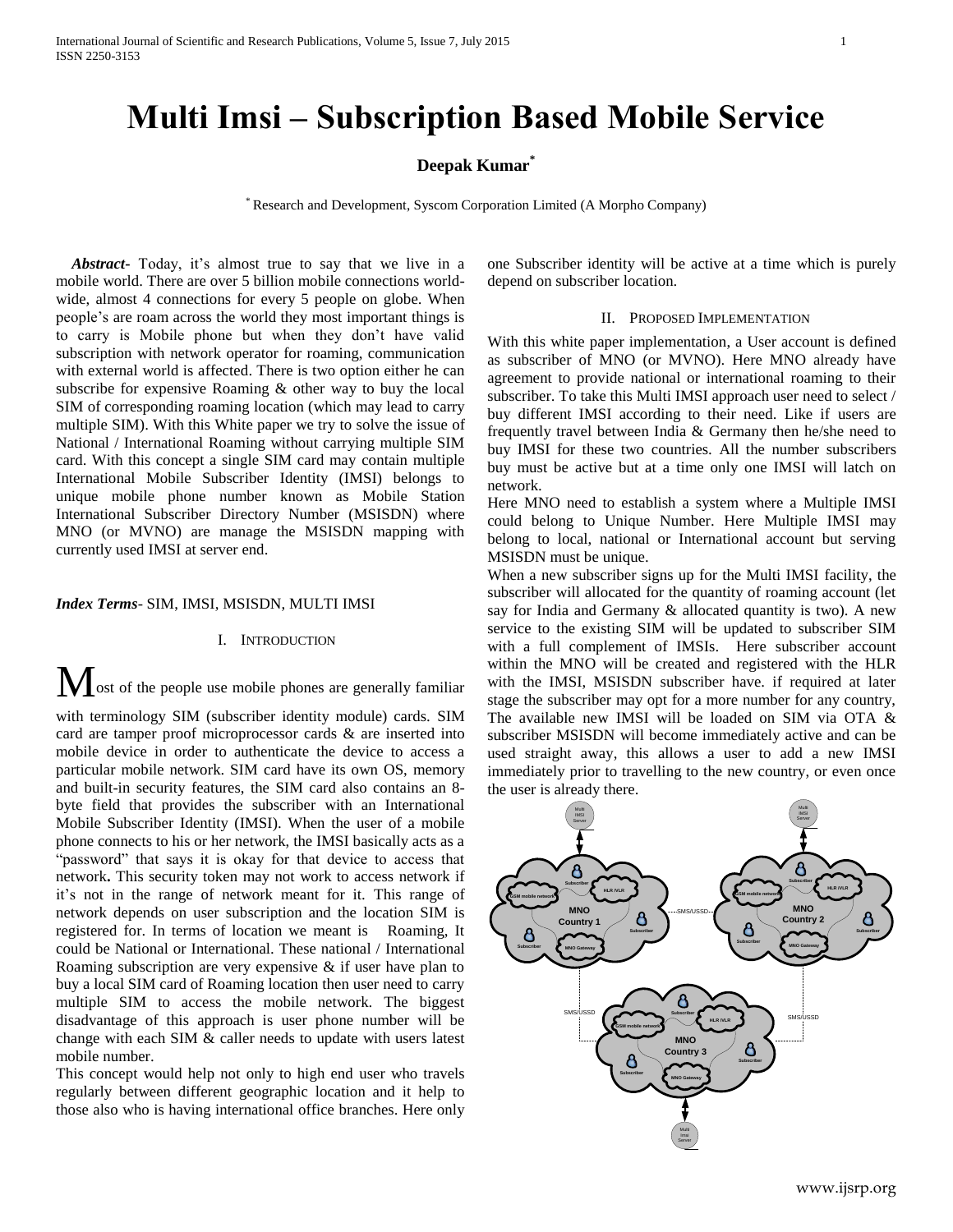# Multi Imsi – Subscription Based Mobile Service

**Deepak Kumar**[*]

[*] Research and Development, Syscom Corporation Limited (A Morpho Company)

***Abstract***- Today, it's almost true to say that we live in a mobile world. There are over 5 billion mobile connections world-wide, almost 4 connections for every 5 people on globe. When people's are roam across the world they most important things is to carry is Mobile phone but when they don't have valid subscription with network operator for roaming, communication with external world is affected. There is two option either he can subscribe for expensive Roaming & other way to buy the local SIM of corresponding roaming location (which may lead to carry multiple SIM). With this White paper we try to solve the issue of National / International Roaming without carrying multiple SIM card. With this concept a single SIM card may contain multiple International Mobile Subscriber Identity (IMSI) belongs to unique mobile phone number known as Mobile Station International Subscriber Directory Number (MSISDN) where MNO (or MVNO) are manage the MSISDN mapping with currently used IMSI at server end.

***Index Terms***- SIM, IMSI, MSISDN, MULTI IMSI

## I. Introduction

Most of the people use mobile phones are generally familiar with terminology SIM (subscriber identity module) cards. SIM card are tamper proof microprocessor cards & are inserted into mobile device in order to authenticate the device to access a particular mobile network. SIM card have its own OS, memory and built-in security features, the SIM card also contains an 8-byte field that provides the subscriber with an International Mobile Subscriber Identity (IMSI). When the user of a mobile phone connects to his or her network, the IMSI basically acts as a "password" that says it is okay for that device to access that network**.** This security token may not work to access network if it's not in the range of network meant for it. This range of network depends on user subscription and the location SIM is registered for. In terms of location we meant is Roaming, It could be National or International. These national / International Roaming subscription are very expensive & if user have plan to buy a local SIM card of Roaming location then user need to carry multiple SIM to access the mobile network. The biggest disadvantage of this approach is user phone number will be change with each SIM & caller needs to update with users latest mobile number.

This concept would help not only to high end user who travels regularly between different geographic location and it help to those also who is having international office branches. Here only one Subscriber identity will be active at a time which is purely depend on subscriber location.

## II. Proposed Implementation

With this white paper implementation, a User account is defined as subscriber of MNO (or MVNO). Here MNO already have agreement to provide national or international roaming to their subscriber. To take this Multi IMSI approach user need to select / buy different IMSI according to their need. Like if users are frequently travel between India & Germany then he/she need to buy IMSI for these two countries. All the number subscribers buy must be active but at a time only one IMSI will latch on network.

Here MNO need to establish a system where a Multiple IMSI could belong to Unique Number. Here Multiple IMSI may belong to local, national or International account but serving MSISDN must be unique.

When a new subscriber signs up for the Multi IMSI facility, the subscriber will allocated for the quantity of roaming account (let say for India and Germany & allocated quantity is two). A new service to the existing SIM will be updated to subscriber SIM with a full complement of IMSIs. Here subscriber account within the MNO will be created and registered with the HLR with the IMSI, MSISDN subscriber have. if required at later stage the subscriber may opt for a more number for any country, The available new IMSI will be loaded on SIM via OTA & subscriber MSISDN will become immediately active and can be used straight away, this allows a user to add a new IMSI immediately prior to travelling to the new country, or even once the user is already there.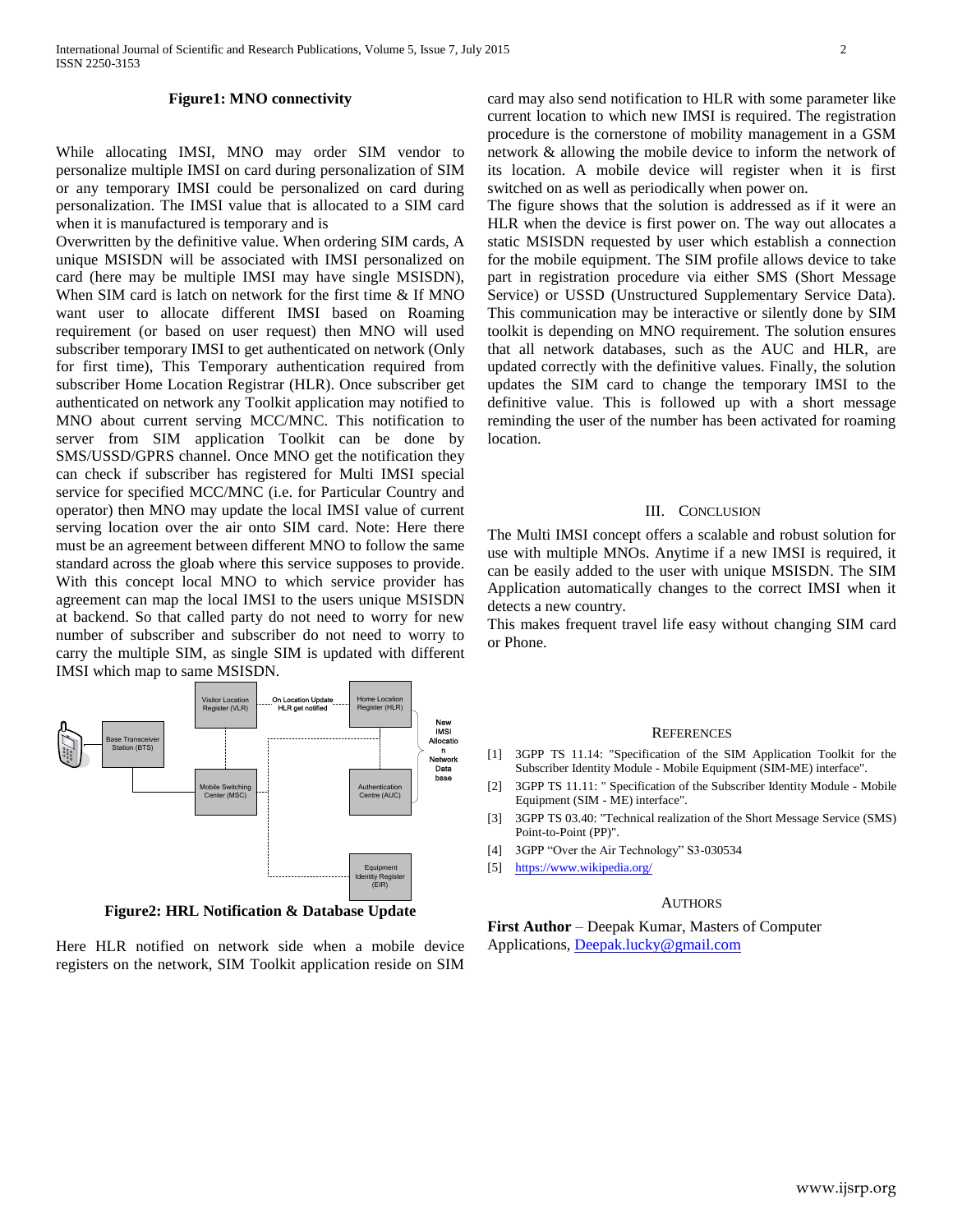**Figure1: MNO connectivity**

While allocating IMSI, MNO may order SIM vendor to personalize multiple IMSI on card during personalization of SIM or any temporary IMSI could be personalized on card during personalization. The IMSI value that is allocated to a SIM card when it is manufactured is temporary and is

Overwritten by the definitive value. When ordering SIM cards, A unique MSISDN will be associated with IMSI personalized on card (here may be multiple IMSI may have single MSISDN), When SIM card is latch on network for the first time & If MNO want user to allocate different IMSI based on Roaming requirement (or based on user request) then MNO will used subscriber temporary IMSI to get authenticated on network (Only for first time), This Temporary authentication required from subscriber Home Location Registrar (HLR). Once subscriber get authenticated on network any Toolkit application may notified to MNO about current serving MCC/MNC. This notification to server from SIM application Toolkit can be done by SMS/USSD/GPRS channel. Once MNO get the notification they can check if subscriber has registered for Multi IMSI special service for specified MCC/MNC (i.e. for Particular Country and operator) then MNO may update the local IMSI value of current serving location over the air onto SIM card. Note: Here there must be an agreement between different MNO to follow the same standard across the gloab where this service supposes to provide. With this concept local MNO to which service provider has agreement can map the local IMSI to the users unique MSISDN at backend. So that called party do not need to worry for new number of subscriber and subscriber do not need to worry to carry the multiple SIM, as single SIM is updated with different IMSI which map to same MSISDN.

Visitor Location Register (VLR)
On Location Update HLR get notified
Home Location Register (HLR)
New IMSI Allocation Network Data base
Base Transceiver Station (BTS)
Mobile Switching Center (MSC)
Authentication Centre (AUC)
Equipment Identity Register (EIR)

**Figure2: HRL Notification & Database Update**

Here HLR notified on network side when a mobile device registers on the network, SIM Toolkit application reside on SIM card may also send notification to HLR with some parameter like current location to which new IMSI is required. The registration procedure is the cornerstone of mobility management in a GSM network & allowing the mobile device to inform the network of its location. A mobile device will register when it is first switched on as well as periodically when power on.

The figure shows that the solution is addressed as if it were an HLR when the device is first power on. The way out allocates a static MSISDN requested by user which establish a connection for the mobile equipment. The SIM profile allows device to take part in registration procedure via either SMS (Short Message Service) or USSD (Unstructured Supplementary Service Data). This communication may be interactive or silently done by SIM toolkit is depending on MNO requirement. The solution ensures that all network databases, such as the AUC and HLR, are updated correctly with the definitive values. Finally, the solution updates the SIM card to change the temporary IMSI to the definitive value. This is followed up with a short message reminding the user of the number has been activated for roaming location.

## III. Conclusion

The Multi IMSI concept offers a scalable and robust solution for use with multiple MNOs. Anytime if a new IMSI is required, it can be easily added to the user with unique MSISDN. The SIM Application automatically changes to the correct IMSI when it detects a new country.

This makes frequent travel life easy without changing SIM card or Phone.

## References

[1] 3GPP TS 11.14: "Specification of the SIM Application Toolkit for the Subscriber Identity Module - Mobile Equipment (SIM-ME) interface".

[2] 3GPP TS 11.11: " Specification of the Subscriber Identity Module - Mobile Equipment (SIM - ME) interface".

[3] 3GPP TS 03.40: "Technical realization of the Short Message Service (SMS) Point-to-Point (PP)".

[4] 3GPP "Over the Air Technology" S3-030534

[5] https://www.wikipedia.org/

## Authors

**First Author** – Deepak Kumar, Masters of Computer Applications, Deepak.lucky@gmail.com